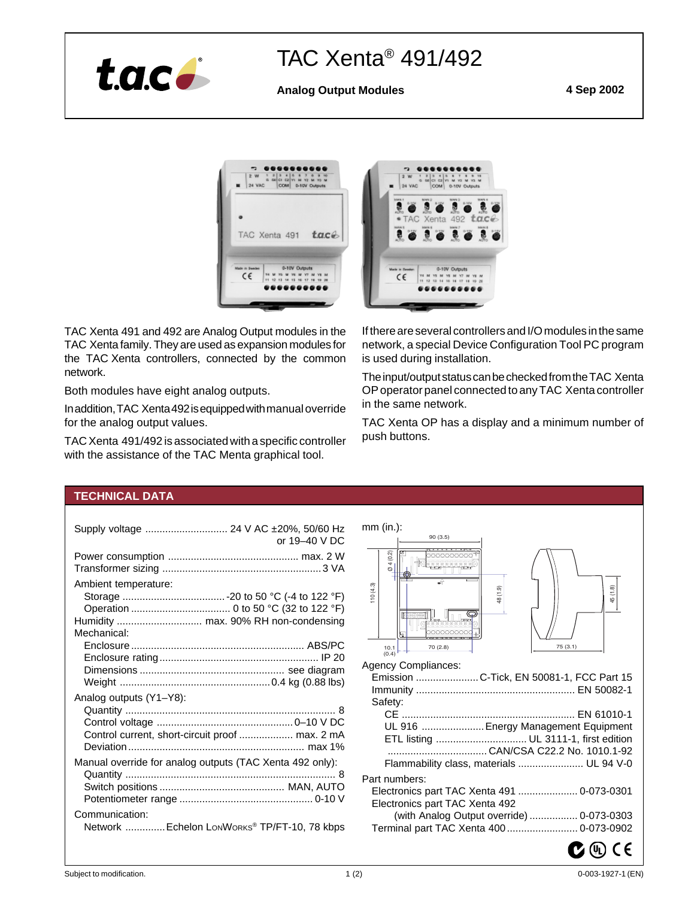# TAC Xenta® 491/492

**Analog Output Modules**

**4 Sep 2002**

TAC Xenta 491 and 492 are Analog Output modules in the TAC Xenta family. They are used as expansion modules for the TAC Xenta controllers, connected by the common network.

Both modules have eight analog outputs.

In addition, TAC Xenta 492 is equipped with manual override for the analog output values.

TAC Xenta 491/492 is associated with a specific controller with the assistance of the TAC Menta graphical tool.

If there are several controllers and I/O modules in the same network, a special Device Configuration Tool PC program is used during installation.

The input/output status can be checked from the TAC Xenta OP operator panel connected to any TAC Xenta controller in the same network.

TAC Xenta OP has a display and a minimum number of push buttons.

## TECHNICAL DATA

Supply voltage ............................ 24 V AC ±20%, 50/60 Hz or 19–40 V DC

Power consumption .............................. max. 2 W
Transformer sizing ............................. 3 VA

Ambient temperature:
- Storage ............................ -20 to 50 °C (-4 to 122 °F)
- Operation ........................... 0 to 50 °C (32 to 122 °F)

Humidity ................... max. 90% RH non-condensing

Mechanical:
- Enclosure ........................................ ABS/PC
- Enclosure rating ................................. IP 20
- Dimensions ................................ see diagram
- Weight ................................. 0.4 kg (0.88 lbs)

Analog outputs (Y1–Y8):
- Quantity .................................................. 8
- Control voltage ............................... 0–10 V DC
- Control current, short-circuit proof ............... max. 2 mA
- Deviation .......................................... max 1%

Manual override for analog outputs (TAC Xenta 492 only):
- Quantity .................................................. 8
- Switch positions ............................ MAN, AUTO
- Potentiometer range ............................... 0-10 V

Communication:
- Network ............ Echelon LonWorks® TP/FT-10, 78 kbps

mm (in.):

90 (3.5); Ø 4 (0.2); 110 (4.3); 48 (1.9); 45 (1.8); 10.1 (0.4); 70 (2.8); 75 (3.1)

Agency Compliances:
- Emission ..................... C-Tick, EN 50081-1, FCC Part 15
- Immunity ........................................ EN 50082-1
- Safety:
  - CE ................................................ EN 61010-1
  - UL 916 .................... Energy Management Equipment
  - ETL listing .......................... UL 3111-1, first edition
  - .................................. CAN/CSA C22.2 No. 1010.1-92
  - Flammability class, materials ..................... UL 94 V-0

Part numbers:
- Electronics part TAC Xenta 491 .................... 0-073-0301
- Electronics part TAC Xenta 492 (with Analog Output override) ................ 0-073-0303
- Terminal part TAC Xenta 400 ......................... 0-073-0902

Subject to modification.

0-003-1927-1 (EN)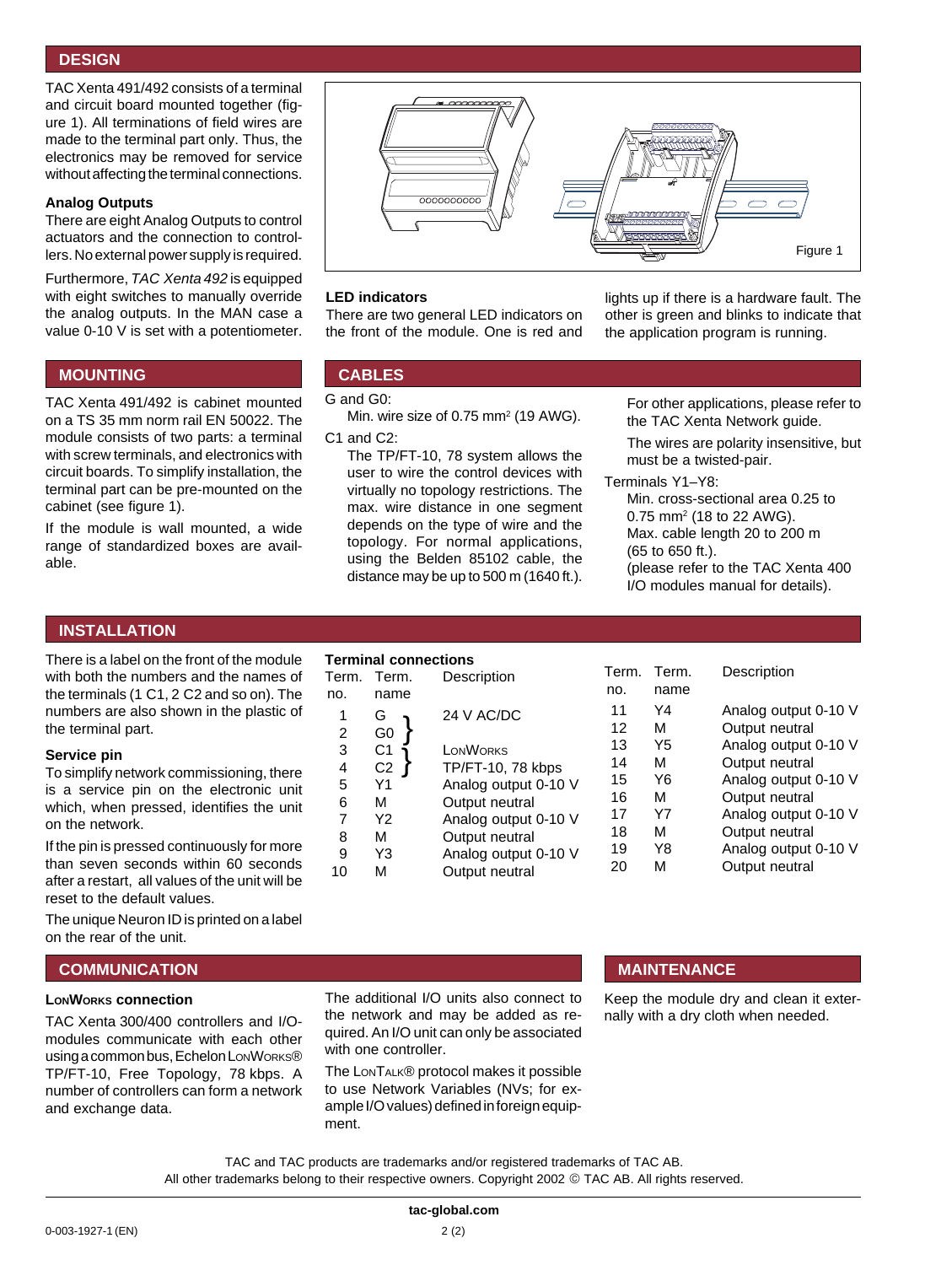## DESIGN

TAC Xenta 491/492 consists of a terminal and circuit board mounted together (figure 1). All terminations of field wires are made to the terminal part only. Thus, the electronics may be removed for service without affecting the terminal connections.

### Analog Outputs

There are eight Analog Outputs to control actuators and the connection to controllers. No external power supply is required.

Furthermore, *TAC Xenta 492* is equipped with eight switches to manually override the analog outputs. In the MAN case a value 0-10 V is set with a potentiometer.

Figure 1

### LED indicators

There are two general LED indicators on the front of the module. One is red and lights up if there is a hardware fault. The other is green and blinks to indicate that the application program is running.

## MOUNTING

TAC Xenta 491/492 is cabinet mounted on a TS 35 mm norm rail EN 50022. The module consists of two parts: a terminal with screw terminals, and electronics with circuit boards. To simplify installation, the terminal part can be pre-mounted on the cabinet (see figure 1).

If the module is wall mounted, a wide range of standardized boxes are available.

## CABLES

G and G0:
Min. wire size of 0.75 mm$^2$ (19 AWG).

C1 and C2:
The TP/FT-10, 78 system allows the user to wire the control devices with virtually no topology restrictions. The max. wire distance in one segment depends on the type of wire and the topology. For normal applications, using the Belden 85102 cable, the distance may be up to 500 m (1640 ft.).

For other applications, please refer to the TAC Xenta Network guide.

The wires are polarity insensitive, but must be a twisted-pair.

Terminals Y1–Y8:
Min. cross-sectional area 0.25 to 0.75 mm$^2$ (18 to 22 AWG).
Max. cable length 20 to 200 m (65 to 650 ft.).
(please refer to the TAC Xenta 400 I/O modules manual for details).

## INSTALLATION

There is a label on the front of the module with both the numbers and the names of the terminals (1 C1, 2 C2 and so on). The numbers are also shown in the plastic of the terminal part.

### Service pin

To simplify network commissioning, there is a service pin on the electronic unit which, when pressed, identifies the unit on the network.

If the pin is pressed continuously for more than seven seconds within 60 seconds after a restart, all values of the unit will be reset to the default values.

The unique Neuron ID is printed on a label on the rear of the unit.

### Terminal connections

| Term. no. | Term. name | Description |
|---|---|---|
| 1 | G | 24 V AC/DC |
| 2 | G0 | 24 V AC/DC |
| 3 | C1 | LonWorks TP/FT-10, 78 kbps |
| 4 | C2 | LonWorks TP/FT-10, 78 kbps |
| 5 | Y1 | Analog output 0-10 V |
| 6 | M | Output neutral |
| 7 | Y2 | Analog output 0-10 V |
| 8 | M | Output neutral |
| 9 | Y3 | Analog output 0-10 V |
| 10 | M | Output neutral |
| 11 | Y4 | Analog output 0-10 V |
| 12 | M | Output neutral |
| 13 | Y5 | Analog output 0-10 V |
| 14 | M | Output neutral |
| 15 | Y6 | Analog output 0-10 V |
| 16 | M | Output neutral |
| 17 | Y7 | Analog output 0-10 V |
| 18 | M | Output neutral |
| 19 | Y8 | Analog output 0-10 V |
| 20 | M | Output neutral |

## COMMUNICATION

### LonWorks connection

TAC Xenta 300/400 controllers and I/O-modules communicate with each other using a common bus, Echelon LonWorks® TP/FT-10, Free Topology, 78 kbps. A number of controllers can form a network and exchange data.

The additional I/O units also connect to the network and may be added as required. An I/O unit can only be associated with one controller.

The LonTalk® protocol makes it possible to use Network Variables (NVs; for example I/O values) defined in foreign equipment.

## MAINTENANCE

Keep the module dry and clean it externally with a dry cloth when needed.

TAC and TAC products are trademarks and/or registered trademarks of TAC AB.
All other trademarks belong to their respective owners. Copyright 2002 © TAC AB. All rights reserved.

**tac-global.com**

0-003-1927-1 (EN)